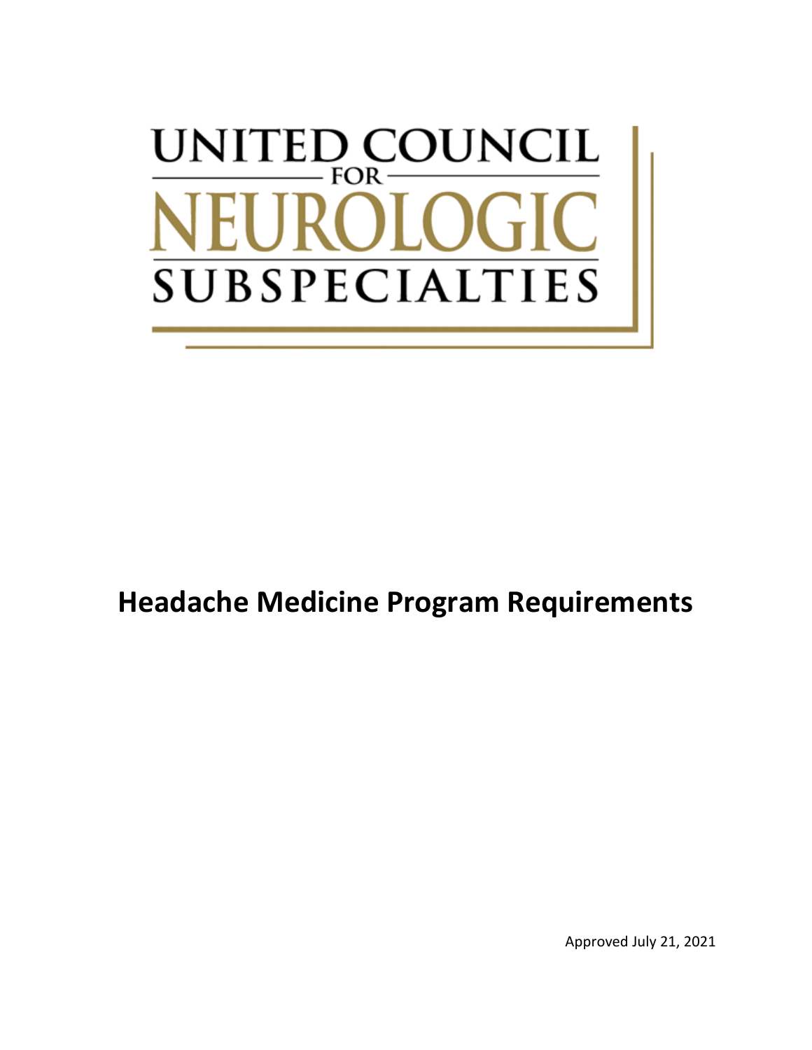UNITED COUNCIL FOR NEUROLOGIC SUBSPECIALTIES

# Headache Medicine Program Requirements

Approved July 21, 2021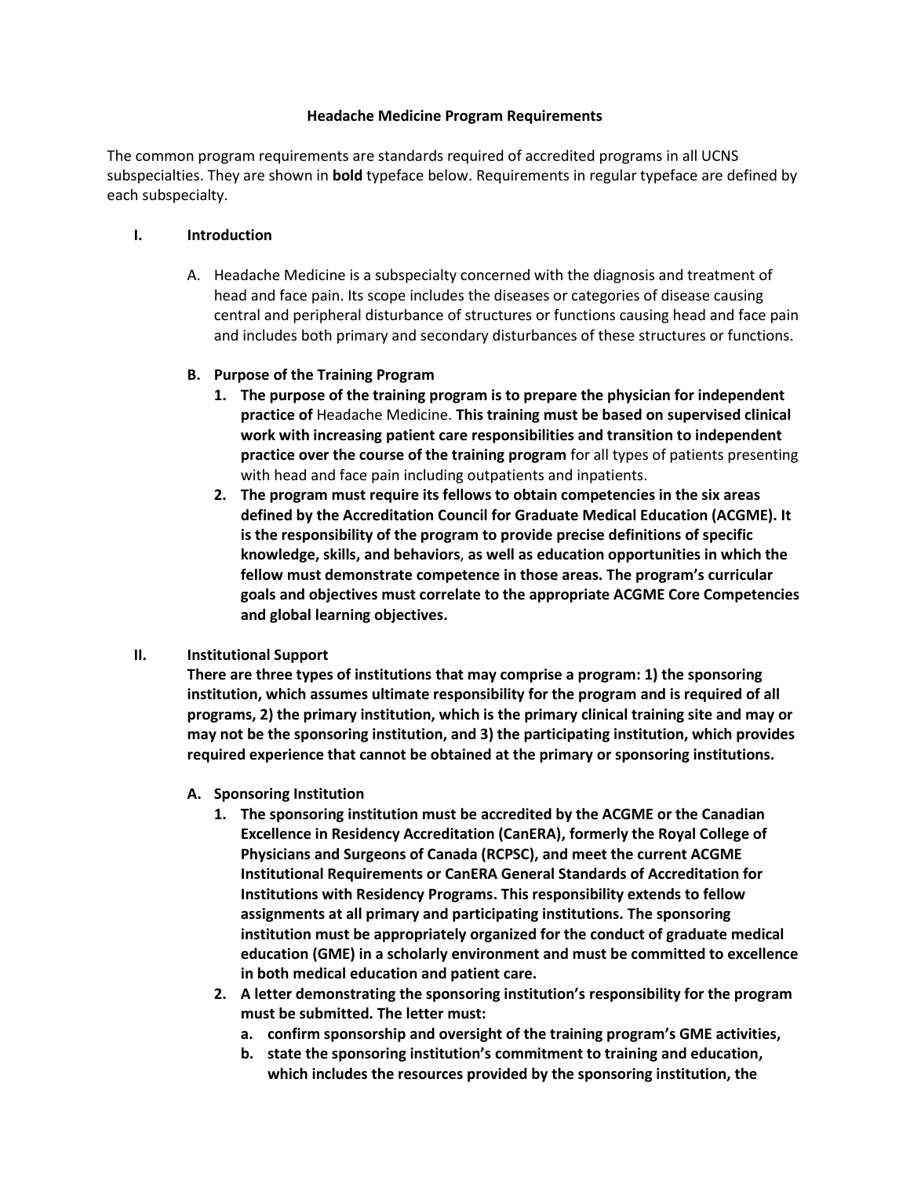**Headache Medicine Program Requirements**

The common program requirements are standards required of accredited programs in all UCNS subspecialties. They are shown in **bold** typeface below. Requirements in regular typeface are defined by each subspecialty.

## I. Introduction

A. Headache Medicine is a subspecialty concerned with the diagnosis and treatment of head and face pain. Its scope includes the diseases or categories of disease causing central and peripheral disturbance of structures or functions causing head and face pain and includes both primary and secondary disturbances of these structures or functions.

**B. Purpose of the Training Program**

1. **The purpose of the training program is to prepare the physician for independent practice of** Headache Medicine. **This training must be based on supervised clinical work with increasing patient care responsibilities and transition to independent practice over the course of the training program** for all types of patients presenting with head and face pain including outpatients and inpatients.
2. **The program must require its fellows to obtain competencies in the six areas defined by the Accreditation Council for Graduate Medical Education (ACGME). It is the responsibility of the program to provide precise definitions of specific knowledge, skills, and behaviors**, **as well as education opportunities in which the fellow must demonstrate competence in those areas. The program's curricular goals and objectives must correlate to the appropriate ACGME Core Competencies and global learning objectives.**

## II. Institutional Support

**There are three types of institutions that may comprise a program: 1) the sponsoring institution, which assumes ultimate responsibility for the program and is required of all programs, 2) the primary institution, which is the primary clinical training site and may or may not be the sponsoring institution, and 3) the participating institution, which provides required experience that cannot be obtained at the primary or sponsoring institutions.**

**A. Sponsoring Institution**

1. **The sponsoring institution must be accredited by the ACGME or the Canadian Excellence in Residency Accreditation (CanERA), formerly the Royal College of Physicians and Surgeons of Canada (RCPSC), and meet the current ACGME Institutional Requirements or CanERA General Standards of Accreditation for Institutions with Residency Programs. This responsibility extends to fellow assignments at all primary and participating institutions. The sponsoring institution must be appropriately organized for the conduct of graduate medical education (GME) in a scholarly environment and must be committed to excellence in both medical education and patient care.**
2. **A letter demonstrating the sponsoring institution's responsibility for the program must be submitted. The letter must:**
   a. **confirm sponsorship and oversight of the training program's GME activities,**
   b. **state the sponsoring institution's commitment to training and education, which includes the resources provided by the sponsoring institution, the**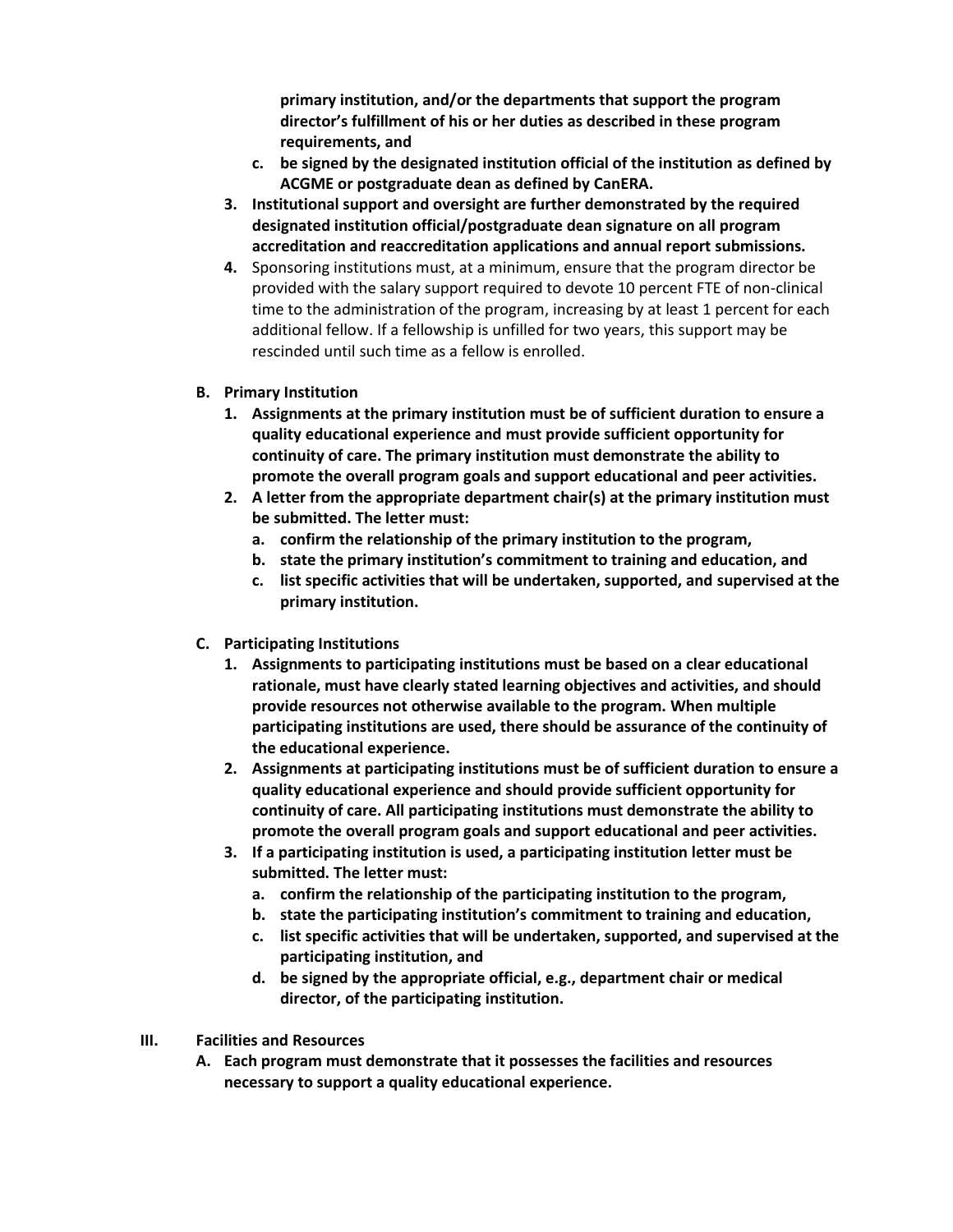**primary institution, and/or the departments that support the program director's fulfillment of his or her duties as described in these program requirements, and**

   c. **be signed by the designated institution official of the institution as defined by ACGME or postgraduate dean as defined by CanERA.**

3. **Institutional support and oversight are further demonstrated by the required designated institution official/postgraduate dean signature on all program accreditation and reaccreditation applications and annual report submissions.**
4. Sponsoring institutions must, at a minimum, ensure that the program director be provided with the salary support required to devote 10 percent FTE of non-clinical time to the administration of the program, increasing by at least 1 percent for each additional fellow. If a fellowship is unfilled for two years, this support may be rescinded until such time as a fellow is enrolled.

**B. Primary Institution**

1. **Assignments at the primary institution must be of sufficient duration to ensure a quality educational experience and must provide sufficient opportunity for continuity of care. The primary institution must demonstrate the ability to promote the overall program goals and support educational and peer activities.**
2. **A letter from the appropriate department chair(s) at the primary institution must be submitted. The letter must:**
   a. **confirm the relationship of the primary institution to the program,**
   b. **state the primary institution's commitment to training and education, and**
   c. **list specific activities that will be undertaken, supported, and supervised at the primary institution.**

**C. Participating Institutions**

1. **Assignments to participating institutions must be based on a clear educational rationale, must have clearly stated learning objectives and activities, and should provide resources not otherwise available to the program. When multiple participating institutions are used, there should be assurance of the continuity of the educational experience.**
2. **Assignments at participating institutions must be of sufficient duration to ensure a quality educational experience and should provide sufficient opportunity for continuity of care. All participating institutions must demonstrate the ability to promote the overall program goals and support educational and peer activities.**
3. **If a participating institution is used, a participating institution letter must be submitted. The letter must:**
   a. **confirm the relationship of the participating institution to the program,**
   b. **state the participating institution's commitment to training and education,**
   c. **list specific activities that will be undertaken, supported, and supervised at the participating institution, and**
   d. **be signed by the appropriate official, e.g., department chair or medical director, of the participating institution.**

## III. Facilities and Resources

**A. Each program must demonstrate that it possesses the facilities and resources necessary to support a quality educational experience.**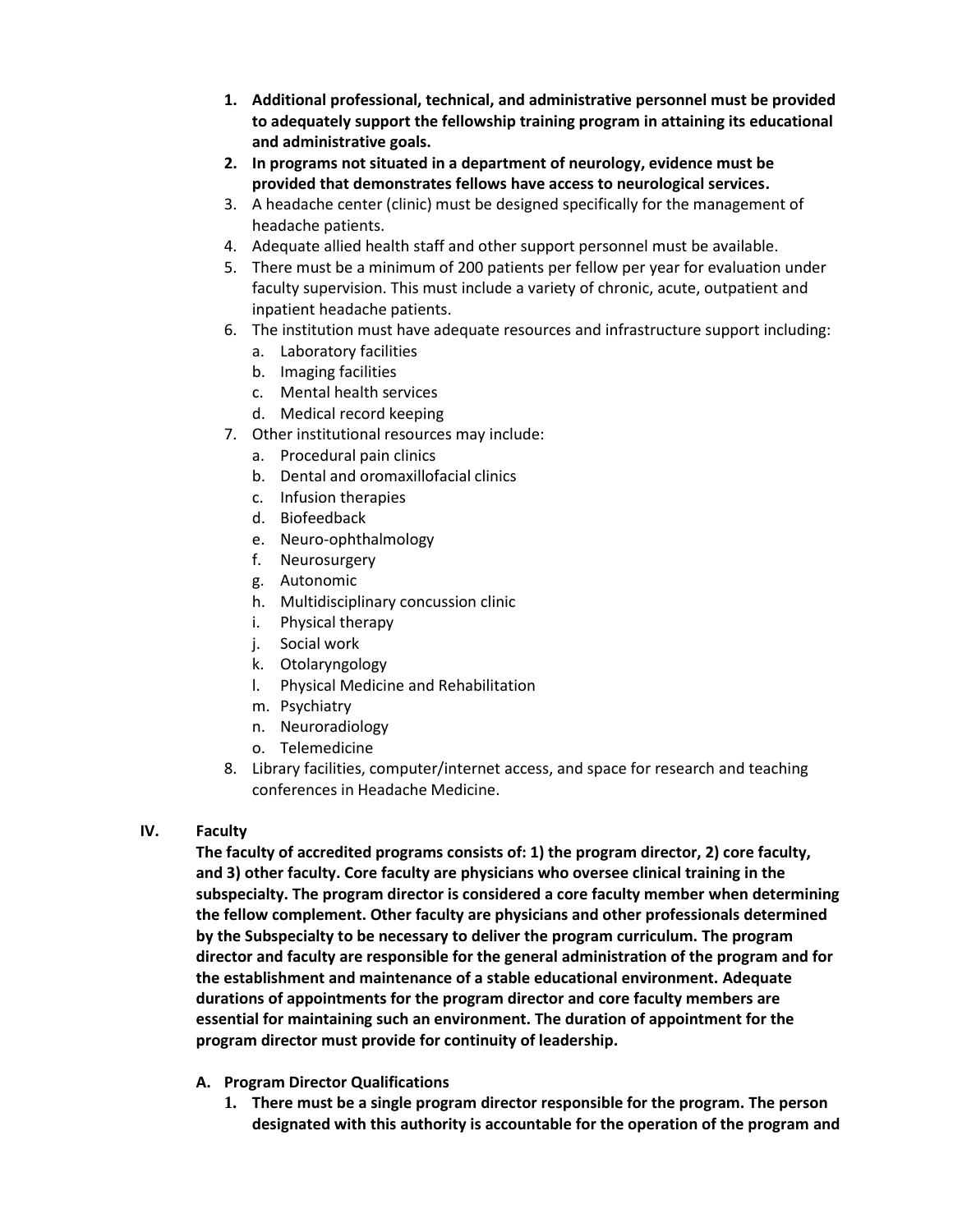1. **Additional professional, technical, and administrative personnel must be provided to adequately support the fellowship training program in attaining its educational and administrative goals.**
2. **In programs not situated in a department of neurology, evidence must be provided that demonstrates fellows have access to neurological services.**
3. A headache center (clinic) must be designed specifically for the management of headache patients.
4. Adequate allied health staff and other support personnel must be available.
5. There must be a minimum of 200 patients per fellow per year for evaluation under faculty supervision. This must include a variety of chronic, acute, outpatient and inpatient headache patients.
6. The institution must have adequate resources and infrastructure support including:
   a. Laboratory facilities
   b. Imaging facilities
   c. Mental health services
   d. Medical record keeping
7. Other institutional resources may include:
   a. Procedural pain clinics
   b. Dental and oromaxillofacial clinics
   c. Infusion therapies
   d. Biofeedback
   e. Neuro-ophthalmology
   f. Neurosurgery
   g. Autonomic
   h. Multidisciplinary concussion clinic
   i. Physical therapy
   j. Social work
   k. Otolaryngology
   l. Physical Medicine and Rehabilitation
   m. Psychiatry
   n. Neuroradiology
   o. Telemedicine
8. Library facilities, computer/internet access, and space for research and teaching conferences in Headache Medicine.

## IV. Faculty

**The faculty of accredited programs consists of: 1) the program director, 2) core faculty, and 3) other faculty. Core faculty are physicians who oversee clinical training in the subspecialty. The program director is considered a core faculty member when determining the fellow complement. Other faculty are physicians and other professionals determined by the Subspecialty to be necessary to deliver the program curriculum. The program director and faculty are responsible for the general administration of the program and for the establishment and maintenance of a stable educational environment. Adequate durations of appointments for the program director and core faculty members are essential for maintaining such an environment. The duration of appointment for the program director must provide for continuity of leadership.**

### A. Program Director Qualifications

1. **There must be a single program director responsible for the program. The person designated with this authority is accountable for the operation of the program and**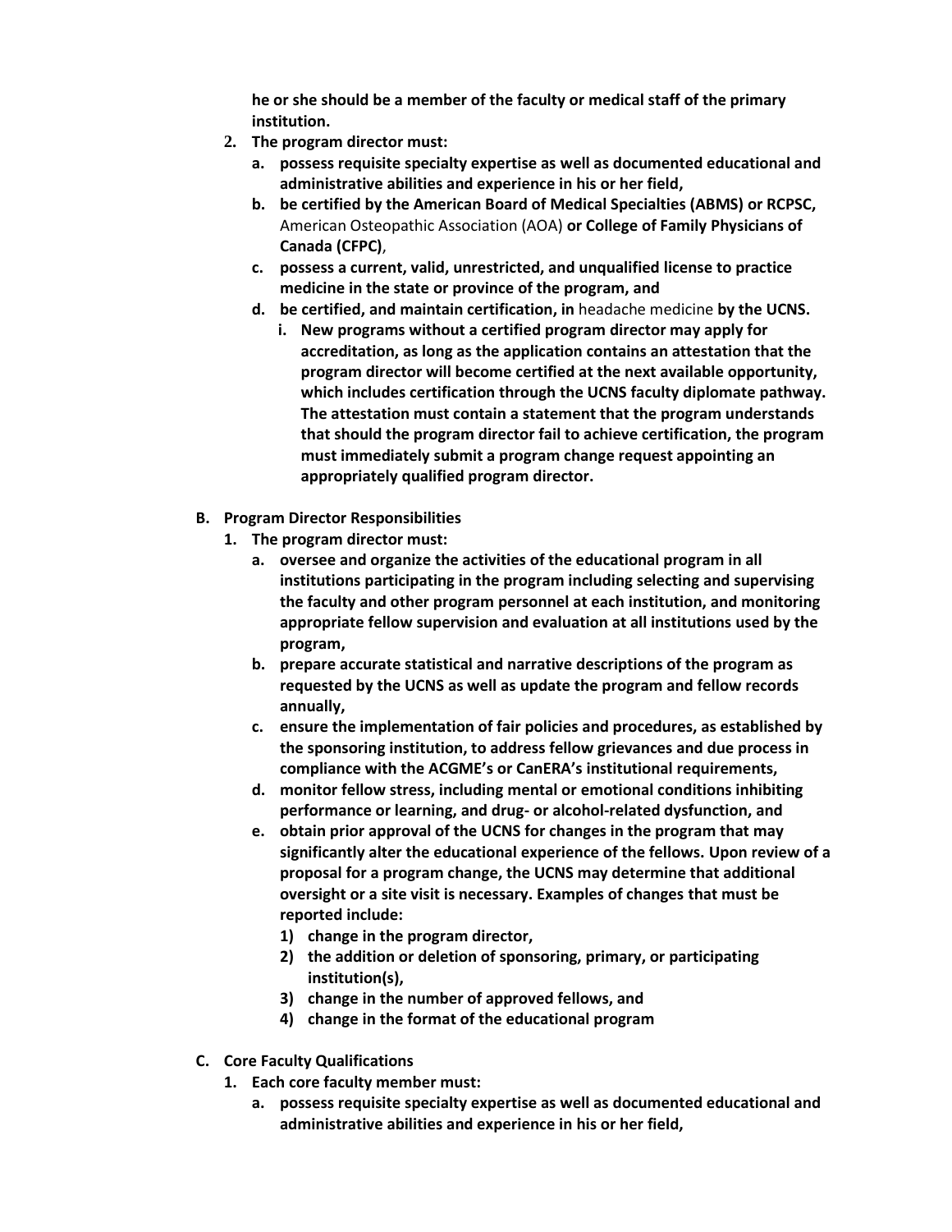**he or she should be a member of the faculty or medical staff of the primary institution.**

2. **The program director must:**
   a. **possess requisite specialty expertise as well as documented educational and administrative abilities and experience in his or her field,**
   b. **be certified by the American Board of Medical Specialties (ABMS) or RCPSC,** American Osteopathic Association (AOA) **or College of Family Physicians of Canada (CFPC)**,
   c. **possess a current, valid, unrestricted, and unqualified license to practice medicine in the state or province of the program, and**
   d. **be certified, and maintain certification, in** headache medicine **by the UCNS.**
      i. **New programs without a certified program director may apply for accreditation, as long as the application contains an attestation that the program director will become certified at the next available opportunity, which includes certification through the UCNS faculty diplomate pathway. The attestation must contain a statement that the program understands that should the program director fail to achieve certification, the program must immediately submit a program change request appointing an appropriately qualified program director.**

**B. Program Director Responsibilities**

1. **The program director must:**
   a. **oversee and organize the activities of the educational program in all institutions participating in the program including selecting and supervising the faculty and other program personnel at each institution, and monitoring appropriate fellow supervision and evaluation at all institutions used by the program,**
   b. **prepare accurate statistical and narrative descriptions of the program as requested by the UCNS as well as update the program and fellow records annually,**
   c. **ensure the implementation of fair policies and procedures, as established by the sponsoring institution, to address fellow grievances and due process in compliance with the ACGME's or CanERA's institutional requirements,**
   d. **monitor fellow stress, including mental or emotional conditions inhibiting performance or learning, and drug- or alcohol-related dysfunction, and**
   e. **obtain prior approval of the UCNS for changes in the program that may significantly alter the educational experience of the fellows. Upon review of a proposal for a program change, the UCNS may determine that additional oversight or a site visit is necessary. Examples of changes that must be reported include:**
      1) **change in the program director,**
      2) **the addition or deletion of sponsoring, primary, or participating institution(s),**
      3) **change in the number of approved fellows, and**
      4) **change in the format of the educational program**

**C. Core Faculty Qualifications**

1. **Each core faculty member must:**
   a. **possess requisite specialty expertise as well as documented educational and administrative abilities and experience in his or her field,**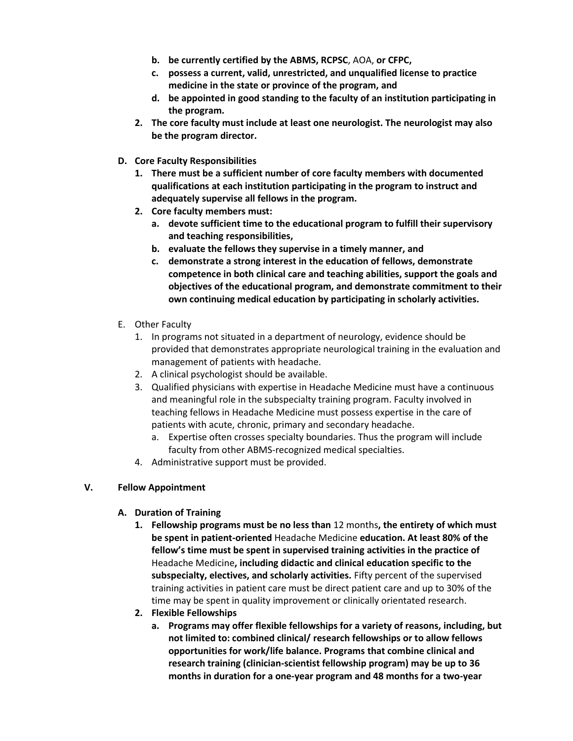b. **be currently certified by the ABMS, RCPSC**, AOA, **or CFPC,**
   c. **possess a current, valid, unrestricted, and unqualified license to practice medicine in the state or province of the program, and**
   d. **be appointed in good standing to the faculty of an institution participating in the program.**
2. **The core faculty must include at least one neurologist. The neurologist may also be the program director.**

**D. Core Faculty Responsibilities**

1. **There must be a sufficient number of core faculty members with documented qualifications at each institution participating in the program to instruct and adequately supervise all fellows in the program.**
2. **Core faculty members must:**
   a. **devote sufficient time to the educational program to fulfill their supervisory and teaching responsibilities,**
   b. **evaluate the fellows they supervise in a timely manner, and**
   c. **demonstrate a strong interest in the education of fellows, demonstrate competence in both clinical care and teaching abilities, support the goals and objectives of the educational program, and demonstrate commitment to their own continuing medical education by participating in scholarly activities.**

E. Other Faculty

1. In programs not situated in a department of neurology, evidence should be provided that demonstrates appropriate neurological training in the evaluation and management of patients with headache.
2. A clinical psychologist should be available.
3. Qualified physicians with expertise in Headache Medicine must have a continuous and meaningful role in the subspecialty training program. Faculty involved in teaching fellows in Headache Medicine must possess expertise in the care of patients with acute, chronic, primary and secondary headache.
   a. Expertise often crosses specialty boundaries. Thus the program will include faculty from other ABMS-recognized medical specialties.
4. Administrative support must be provided.

## V. Fellow Appointment

**A. Duration of Training**

1. **Fellowship programs must be no less than** 12 months**, the entirety of which must be spent in patient-oriented** Headache Medicine **education. At least 80% of the fellow's time must be spent in supervised training activities in the practice of** Headache Medicine**, including didactic and clinical education specific to the subspecialty, electives, and scholarly activities.** Fifty percent of the supervised training activities in patient care must be direct patient care and up to 30% of the time may be spent in quality improvement or clinically orientated research.
2. **Flexible Fellowships**
   a. **Programs may offer flexible fellowships for a variety of reasons, including, but not limited to: combined clinical/ research fellowships or to allow fellows opportunities for work/life balance. Programs that combine clinical and research training (clinician-scientist fellowship program) may be up to 36 months in duration for a one-year program and 48 months for a two-year**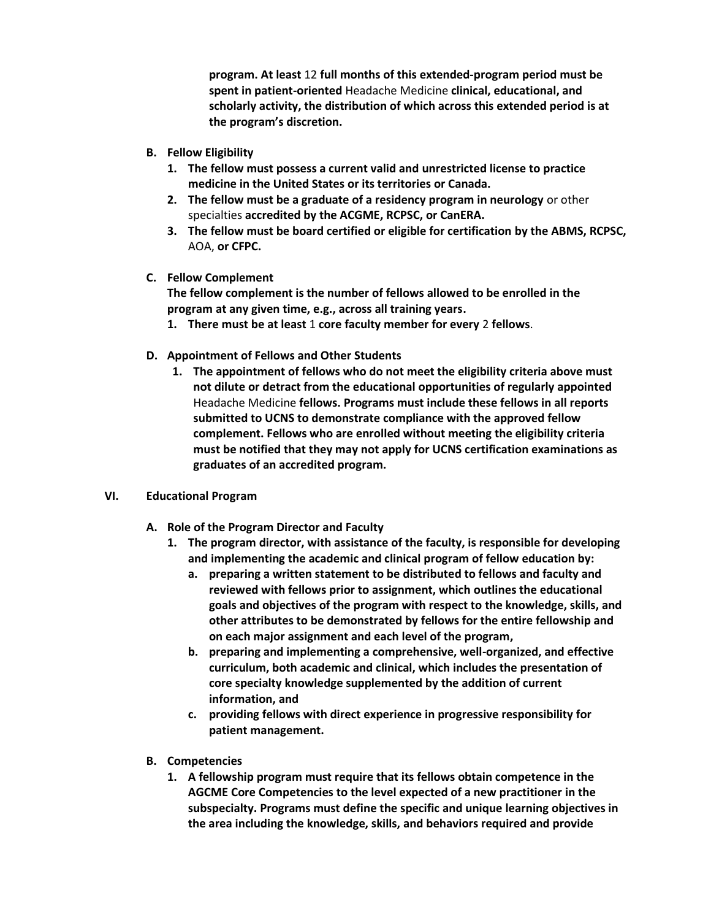**program. At least** 12 **full months of this extended-program period must be spent in patient-oriented** Headache Medicine **clinical, educational, and scholarly activity, the distribution of which across this extended period is at the program's discretion.**

**B. Fellow Eligibility**

1. **The fellow must possess a current valid and unrestricted license to practice medicine in the United States or its territories or Canada.**
2. **The fellow must be a graduate of a residency program in neurology** or other specialties **accredited by the ACGME, RCPSC, or CanERA.**
3. **The fellow must be board certified or eligible for certification by the ABMS, RCPSC,** AOA, **or CFPC.**

**C. Fellow Complement**

**The fellow complement is the number of fellows allowed to be enrolled in the program at any given time, e.g., across all training years.**

1. **There must be at least** 1 **core faculty member for every** 2 **fellows**.

**D. Appointment of Fellows and Other Students**

1. **The appointment of fellows who do not meet the eligibility criteria above must not dilute or detract from the educational opportunities of regularly appointed** Headache Medicine **fellows. Programs must include these fellows in all reports submitted to UCNS to demonstrate compliance with the approved fellow complement. Fellows who are enrolled without meeting the eligibility criteria must be notified that they may not apply for UCNS certification examinations as graduates of an accredited program.**

## VI. Educational Program

**A. Role of the Program Director and Faculty**

1. **The program director, with assistance of the faculty, is responsible for developing and implementing the academic and clinical program of fellow education by:**
   a. **preparing a written statement to be distributed to fellows and faculty and reviewed with fellows prior to assignment, which outlines the educational goals and objectives of the program with respect to the knowledge, skills, and other attributes to be demonstrated by fellows for the entire fellowship and on each major assignment and each level of the program,**
   b. **preparing and implementing a comprehensive, well-organized, and effective curriculum, both academic and clinical, which includes the presentation of core specialty knowledge supplemented by the addition of current information, and**
   c. **providing fellows with direct experience in progressive responsibility for patient management.**

**B. Competencies**

1. **A fellowship program must require that its fellows obtain competence in the AGCME Core Competencies to the level expected of a new practitioner in the subspecialty. Programs must define the specific and unique learning objectives in the area including the knowledge, skills, and behaviors required and provide**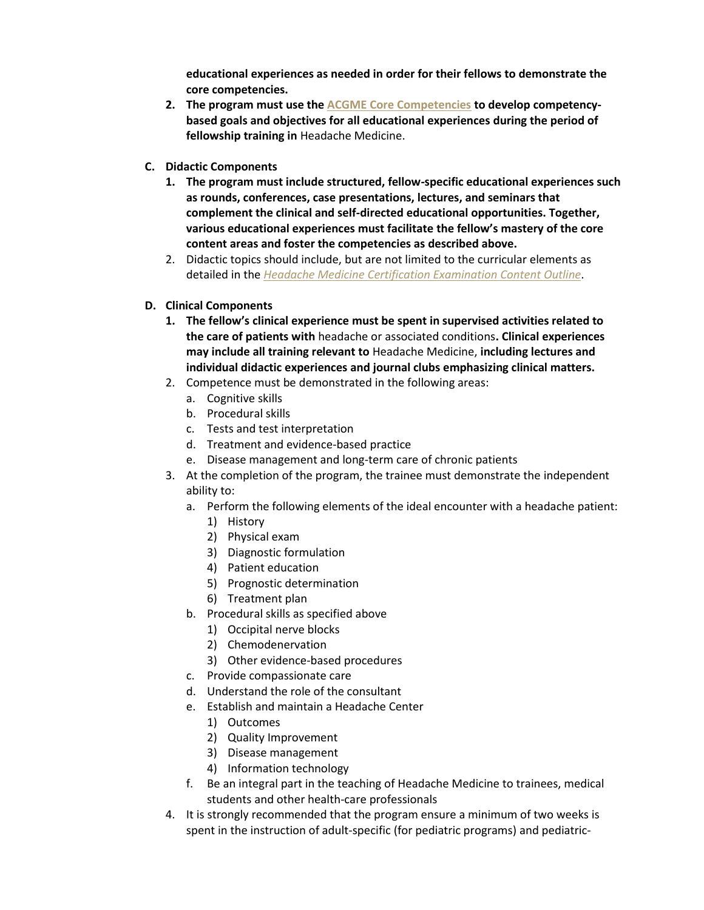**educational experiences as needed in order for their fellows to demonstrate the core competencies.**

2. **The program must use the ACGME Core Competencies to develop competency-based goals and objectives for all educational experiences during the period of fellowship training in** Headache Medicine.

**C. Didactic Components**

1. **The program must include structured, fellow-specific educational experiences such as rounds, conferences, case presentations, lectures, and seminars that complement the clinical and self-directed educational opportunities. Together, various educational experiences must facilitate the fellow's mastery of the core content areas and foster the competencies as described above.**
2. Didactic topics should include, but are not limited to the curricular elements as detailed in the *Headache Medicine Certification Examination Content Outline*.

**D. Clinical Components**

1. **The fellow's clinical experience must be spent in supervised activities related to the care of patients with** headache or associated conditions**. Clinical experiences may include all training relevant to** Headache Medicine, **including lectures and individual didactic experiences and journal clubs emphasizing clinical matters.**
2. Competence must be demonstrated in the following areas:
   a. Cognitive skills
   b. Procedural skills
   c. Tests and test interpretation
   d. Treatment and evidence-based practice
   e. Disease management and long-term care of chronic patients
3. At the completion of the program, the trainee must demonstrate the independent ability to:
   a. Perform the following elements of the ideal encounter with a headache patient:
      1) History
      2) Physical exam
      3) Diagnostic formulation
      4) Patient education
      5) Prognostic determination
      6) Treatment plan
   b. Procedural skills as specified above
      1) Occipital nerve blocks
      2) Chemodenervation
      3) Other evidence-based procedures
   c. Provide compassionate care
   d. Understand the role of the consultant
   e. Establish and maintain a Headache Center
      1) Outcomes
      2) Quality Improvement
      3) Disease management
      4) Information technology
   f. Be an integral part in the teaching of Headache Medicine to trainees, medical students and other health-care professionals
4. It is strongly recommended that the program ensure a minimum of two weeks is spent in the instruction of adult-specific (for pediatric programs) and pediatric-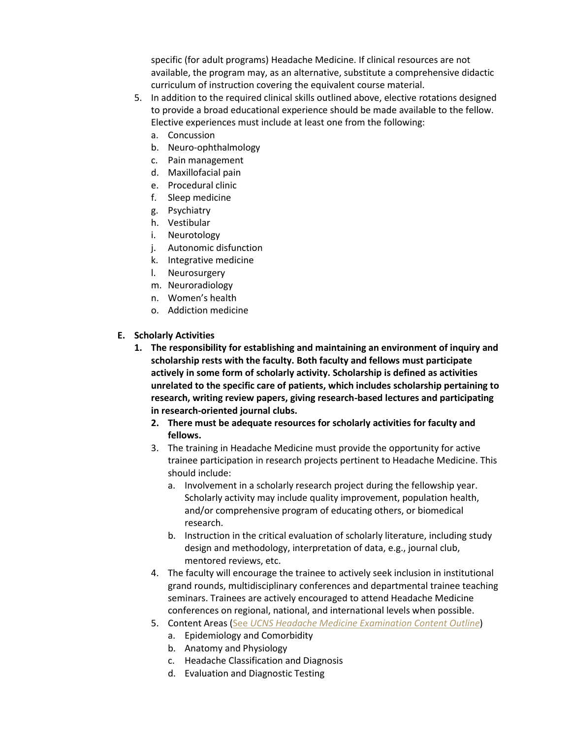specific (for adult programs) Headache Medicine. If clinical resources are not available, the program may, as an alternative, substitute a comprehensive didactic curriculum of instruction covering the equivalent course material.

5. In addition to the required clinical skills outlined above, elective rotations designed to provide a broad educational experience should be made available to the fellow. Elective experiences must include at least one from the following:
   a. Concussion
   b. Neuro-ophthalmology
   c. Pain management
   d. Maxillofacial pain
   e. Procedural clinic
   f. Sleep medicine
   g. Psychiatry
   h. Vestibular
   i. Neurotology
   j. Autonomic disfunction
   k. Integrative medicine
   l. Neurosurgery
   m. Neuroradiology
   n. Women's health
   o. Addiction medicine

**E. Scholarly Activities**

1. **The responsibility for establishing and maintaining an environment of inquiry and scholarship rests with the faculty. Both faculty and fellows must participate actively in some form of scholarly activity. Scholarship is defined as activities unrelated to the specific care of patients, which includes scholarship pertaining to research, writing review papers, giving research-based lectures and participating in research-oriented journal clubs.**
   2. **There must be adequate resources for scholarly activities for faculty and fellows.**
   3. The training in Headache Medicine must provide the opportunity for active trainee participation in research projects pertinent to Headache Medicine. This should include:
      a. Involvement in a scholarly research project during the fellowship year. Scholarly activity may include quality improvement, population health, and/or comprehensive program of educating others, or biomedical research.
      b. Instruction in the critical evaluation of scholarly literature, including study design and methodology, interpretation of data, e.g., journal club, mentored reviews, etc.
   4. The faculty will encourage the trainee to actively seek inclusion in institutional grand rounds, multidisciplinary conferences and departmental trainee teaching seminars. Trainees are actively encouraged to attend Headache Medicine conferences on regional, national, and international levels when possible.
   5. Content Areas (See *UCNS Headache Medicine Examination Content Outline*)
      a. Epidemiology and Comorbidity
      b. Anatomy and Physiology
      c. Headache Classification and Diagnosis
      d. Evaluation and Diagnostic Testing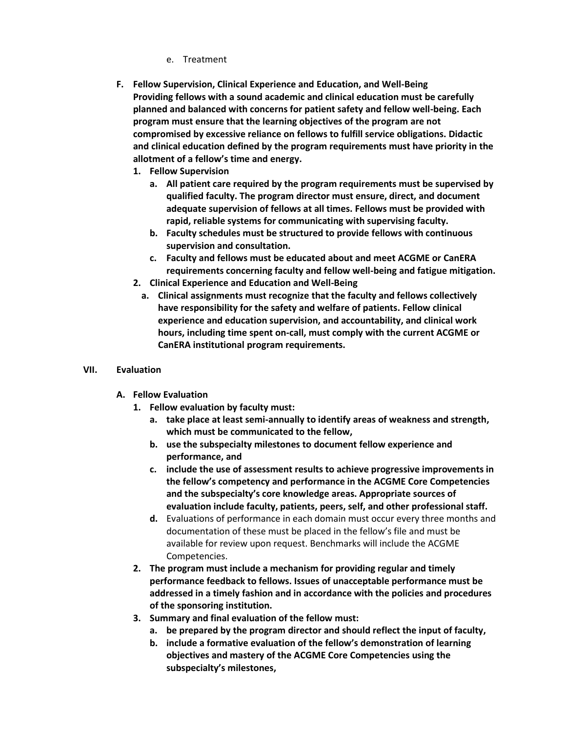e. Treatment

**F. Fellow Supervision, Clinical Experience and Education, and Well-Being**
**Providing fellows with a sound academic and clinical education must be carefully planned and balanced with concerns for patient safety and fellow well-being. Each program must ensure that the learning objectives of the program are not compromised by excessive reliance on fellows to fulfill service obligations. Didactic and clinical education defined by the program requirements must have priority in the allotment of a fellow's time and energy.**

1. **Fellow Supervision**
   a. **All patient care required by the program requirements must be supervised by qualified faculty. The program director must ensure, direct, and document adequate supervision of fellows at all times. Fellows must be provided with rapid, reliable systems for communicating with supervising faculty.**
   b. **Faculty schedules must be structured to provide fellows with continuous supervision and consultation.**
   c. **Faculty and fellows must be educated about and meet ACGME or CanERA requirements concerning faculty and fellow well-being and fatigue mitigation.**
2. **Clinical Experience and Education and Well-Being**
   a. **Clinical assignments must recognize that the faculty and fellows collectively have responsibility for the safety and welfare of patients. Fellow clinical experience and education supervision, and accountability, and clinical work hours, including time spent on-call, must comply with the current ACGME or CanERA institutional program requirements.**

## VII. Evaluation

**A. Fellow Evaluation**

1. **Fellow evaluation by faculty must:**
   a. **take place at least semi-annually to identify areas of weakness and strength, which must be communicated to the fellow,**
   b. **use the subspecialty milestones to document fellow experience and performance, and**
   c. **include the use of assessment results to achieve progressive improvements in the fellow's competency and performance in the ACGME Core Competencies and the subspecialty's core knowledge areas. Appropriate sources of evaluation include faculty, patients, peers, self, and other professional staff.**
   **d.** Evaluations of performance in each domain must occur every three months and documentation of these must be placed in the fellow's file and must be available for review upon request. Benchmarks will include the ACGME Competencies.
2. **The program must include a mechanism for providing regular and timely performance feedback to fellows. Issues of unacceptable performance must be addressed in a timely fashion and in accordance with the policies and procedures of the sponsoring institution.**
3. **Summary and final evaluation of the fellow must:**
   a. **be prepared by the program director and should reflect the input of faculty,**
   b. **include a formative evaluation of the fellow's demonstration of learning objectives and mastery of the ACGME Core Competencies using the subspecialty's milestones,**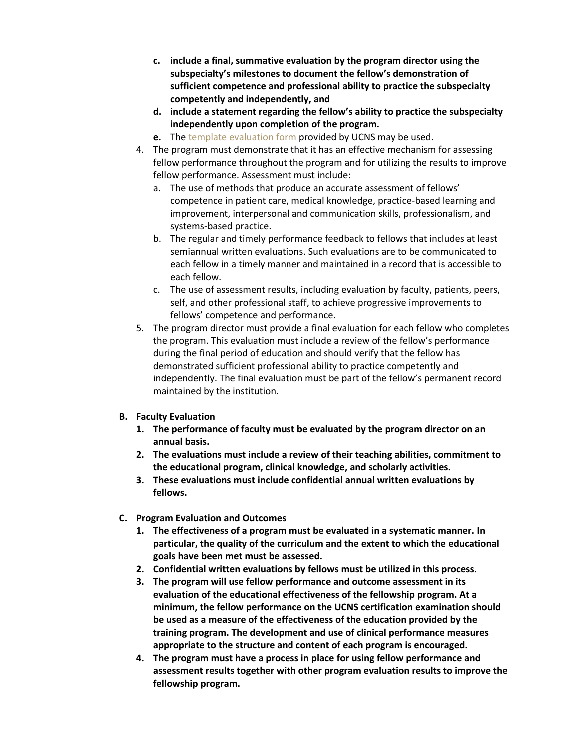c. **include a final, summative evaluation by the program director using the subspecialty's milestones to document the fellow's demonstration of sufficient competence and professional ability to practice the subspecialty competently and independently, and**
   d. **include a statement regarding the fellow's ability to practice the subspecialty independently upon completion of the program.**
   e. The [template evaluation form]() provided by UCNS may be used.
4. The program must demonstrate that it has an effective mechanism for assessing fellow performance throughout the program and for utilizing the results to improve fellow performance. Assessment must include:
   a. The use of methods that produce an accurate assessment of fellows' competence in patient care, medical knowledge, practice-based learning and improvement, interpersonal and communication skills, professionalism, and systems-based practice.
   b. The regular and timely performance feedback to fellows that includes at least semiannual written evaluations. Such evaluations are to be communicated to each fellow in a timely manner and maintained in a record that is accessible to each fellow.
   c. The use of assessment results, including evaluation by faculty, patients, peers, self, and other professional staff, to achieve progressive improvements to fellows' competence and performance.
5. The program director must provide a final evaluation for each fellow who completes the program. This evaluation must include a review of the fellow's performance during the final period of education and should verify that the fellow has demonstrated sufficient professional ability to practice competently and independently. The final evaluation must be part of the fellow's permanent record maintained by the institution.

**B. Faculty Evaluation**

1. **The performance of faculty must be evaluated by the program director on an annual basis.**
2. **The evaluations must include a review of their teaching abilities, commitment to the educational program, clinical knowledge, and scholarly activities.**
3. **These evaluations must include confidential annual written evaluations by fellows.**

**C. Program Evaluation and Outcomes**

1. **The effectiveness of a program must be evaluated in a systematic manner. In particular, the quality of the curriculum and the extent to which the educational goals have been met must be assessed.**
2. **Confidential written evaluations by fellows must be utilized in this process.**
3. **The program will use fellow performance and outcome assessment in its evaluation of the educational effectiveness of the fellowship program. At a minimum, the fellow performance on the UCNS certification examination should be used as a measure of the effectiveness of the education provided by the training program. The development and use of clinical performance measures appropriate to the structure and content of each program is encouraged.**
4. **The program must have a process in place for using fellow performance and assessment results together with other program evaluation results to improve the fellowship program.**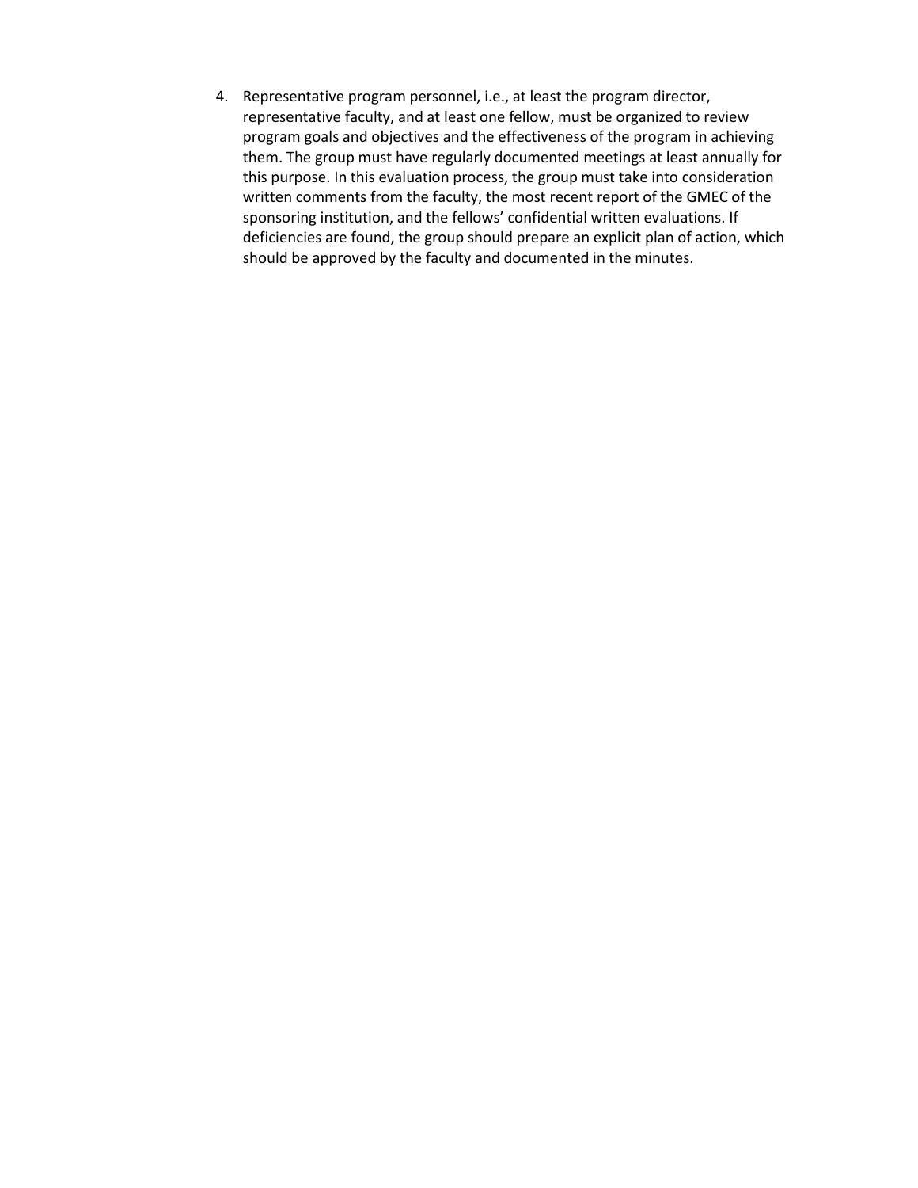4. Representative program personnel, i.e., at least the program director, representative faculty, and at least one fellow, must be organized to review program goals and objectives and the effectiveness of the program in achieving them. The group must have regularly documented meetings at least annually for this purpose. In this evaluation process, the group must take into consideration written comments from the faculty, the most recent report of the GMEC of the sponsoring institution, and the fellows' confidential written evaluations. If deficiencies are found, the group should prepare an explicit plan of action, which should be approved by the faculty and documented in the minutes.